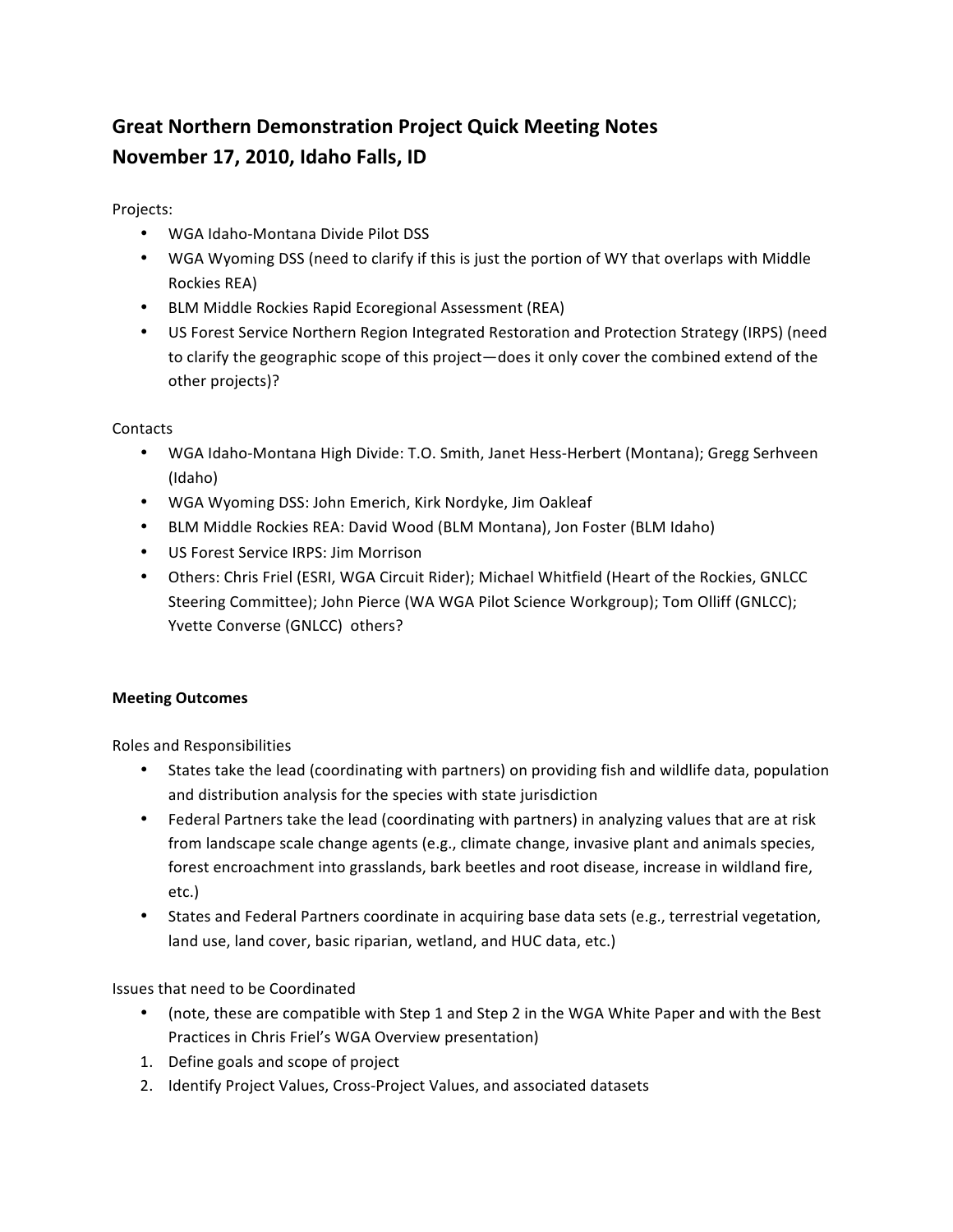# Great Northern Demonstration Project Quick Meeting Notes
# November 17, 2010, Idaho Falls, ID

Projects:

- WGA Idaho-Montana Divide Pilot DSS
- WGA Wyoming DSS (need to clarify if this is just the portion of WY that overlaps with Middle Rockies REA)
- BLM Middle Rockies Rapid Ecoregional Assessment (REA)
- US Forest Service Northern Region Integrated Restoration and Protection Strategy (IRPS) (need to clarify the geographic scope of this project—does it only cover the combined extend of the other projects)?

Contacts

- WGA Idaho-Montana High Divide: T.O. Smith, Janet Hess-Herbert (Montana); Gregg Serhveen (Idaho)
- WGA Wyoming DSS: John Emerich, Kirk Nordyke, Jim Oakleaf
- BLM Middle Rockies REA: David Wood (BLM Montana), Jon Foster (BLM Idaho)
- US Forest Service IRPS: Jim Morrison
- Others: Chris Friel (ESRI, WGA Circuit Rider); Michael Whitfield (Heart of the Rockies, GNLCC Steering Committee); John Pierce (WA WGA Pilot Science Workgroup); Tom Olliff (GNLCC); Yvette Converse (GNLCC) others?

**Meeting Outcomes**

Roles and Responsibilities

- States take the lead (coordinating with partners) on providing fish and wildlife data, population and distribution analysis for the species with state jurisdiction
- Federal Partners take the lead (coordinating with partners) in analyzing values that are at risk from landscape scale change agents (e.g., climate change, invasive plant and animals species, forest encroachment into grasslands, bark beetles and root disease, increase in wildland fire, etc.)
- States and Federal Partners coordinate in acquiring base data sets (e.g., terrestrial vegetation, land use, land cover, basic riparian, wetland, and HUC data, etc.)

Issues that need to be Coordinated

- (note, these are compatible with Step 1 and Step 2 in the WGA White Paper and with the Best Practices in Chris Friel's WGA Overview presentation)

1. Define goals and scope of project
2. Identify Project Values, Cross-Project Values, and associated datasets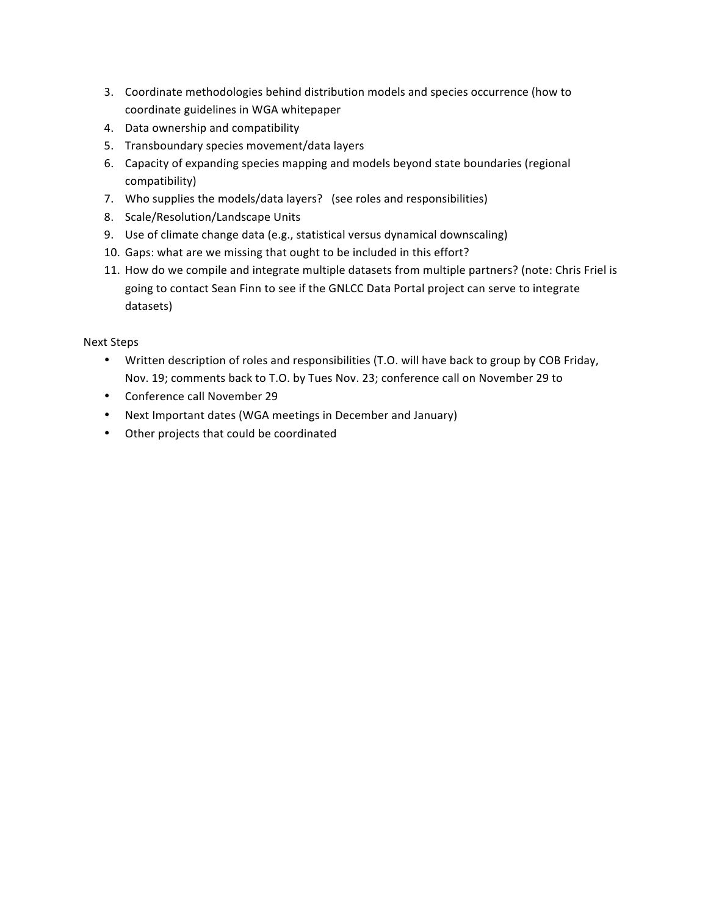3. Coordinate methodologies behind distribution models and species occurrence (how to coordinate guidelines in WGA whitepaper
4. Data ownership and compatibility
5. Transboundary species movement/data layers
6. Capacity of expanding species mapping and models beyond state boundaries (regional compatibility)
7. Who supplies the models/data layers? (see roles and responsibilities)
8. Scale/Resolution/Landscape Units
9. Use of climate change data (e.g., statistical versus dynamical downscaling)
10. Gaps: what are we missing that ought to be included in this effort?
11. How do we compile and integrate multiple datasets from multiple partners? (note: Chris Friel is going to contact Sean Finn to see if the GNLCC Data Portal project can serve to integrate datasets)

Next Steps

- Written description of roles and responsibilities (T.O. will have back to group by COB Friday, Nov. 19; comments back to T.O. by Tues Nov. 23; conference call on November 29 to
- Conference call November 29
- Next Important dates (WGA meetings in December and January)
- Other projects that could be coordinated